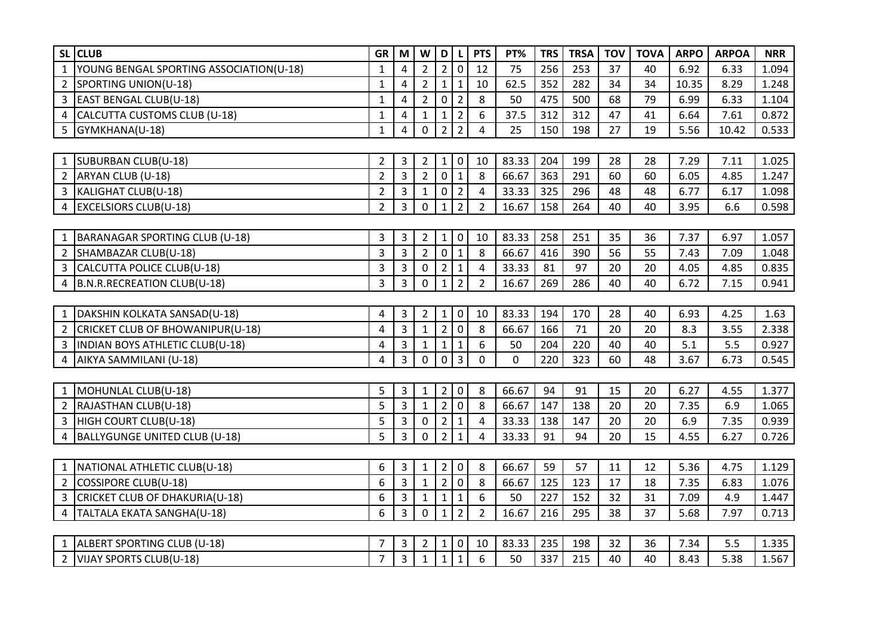| SL | CLUB | GR | M | W | D | L | PTS | PT% | TRS | TRSA | TOV | TOVA | ARPO | ARPOA | NRR |
|---|---|---|---|---|---|---|---|---|---|---|---|---|---|---|---|
| 1 | YOUNG BENGAL SPORTING ASSOCIATION(U-18) | 1 | 4 | 2 | 2 | 0 | 12 | 75 | 256 | 253 | 37 | 40 | 6.92 | 6.33 | 1.094 |
| 2 | SPORTING UNION(U-18) | 1 | 4 | 2 | 1 | 1 | 10 | 62.5 | 352 | 282 | 34 | 34 | 10.35 | 8.29 | 1.248 |
| 3 | EAST BENGAL CLUB(U-18) | 1 | 4 | 2 | 0 | 2 | 8 | 50 | 475 | 500 | 68 | 79 | 6.99 | 6.33 | 1.104 |
| 4 | CALCUTTA CUSTOMS CLUB (U-18) | 1 | 4 | 1 | 1 | 2 | 6 | 37.5 | 312 | 312 | 47 | 41 | 6.64 | 7.61 | 0.872 |
| 5 | GYMKHANA(U-18) | 1 | 4 | 0 | 2 | 2 | 4 | 25 | 150 | 198 | 27 | 19 | 5.56 | 10.42 | 0.533 |
| | | | | | | | | | | | | | | | |
| 1 | SUBURBAN CLUB(U-18) | 2 | 3 | 2 | 1 | 0 | 10 | 83.33 | 204 | 199 | 28 | 28 | 7.29 | 7.11 | 1.025 |
| 2 | ARYAN CLUB (U-18) | 2 | 3 | 2 | 0 | 1 | 8 | 66.67 | 363 | 291 | 60 | 60 | 6.05 | 4.85 | 1.247 |
| 3 | KALIGHAT CLUB(U-18) | 2 | 3 | 1 | 0 | 2 | 4 | 33.33 | 325 | 296 | 48 | 48 | 6.77 | 6.17 | 1.098 |
| 4 | EXCELSIORS CLUB(U-18) | 2 | 3 | 0 | 1 | 2 | 2 | 16.67 | 158 | 264 | 40 | 40 | 3.95 | 6.6 | 0.598 |
| | | | | | | | | | | | | | | | |
| 1 | BARANAGAR SPORTING CLUB (U-18) | 3 | 3 | 2 | 1 | 0 | 10 | 83.33 | 258 | 251 | 35 | 36 | 7.37 | 6.97 | 1.057 |
| 2 | SHAMBAZAR CLUB(U-18) | 3 | 3 | 2 | 0 | 1 | 8 | 66.67 | 416 | 390 | 56 | 55 | 7.43 | 7.09 | 1.048 |
| 3 | CALCUTTA POLICE CLUB(U-18) | 3 | 3 | 0 | 2 | 1 | 4 | 33.33 | 81 | 97 | 20 | 20 | 4.05 | 4.85 | 0.835 |
| 4 | B.N.R.RECREATION CLUB(U-18) | 3 | 3 | 0 | 1 | 2 | 2 | 16.67 | 269 | 286 | 40 | 40 | 6.72 | 7.15 | 0.941 |
| | | | | | | | | | | | | | | | |
| 1 | DAKSHIN KOLKATA SANSAD(U-18) | 4 | 3 | 2 | 1 | 0 | 10 | 83.33 | 194 | 170 | 28 | 40 | 6.93 | 4.25 | 1.63 |
| 2 | CRICKET CLUB OF BHOWANIPUR(U-18) | 4 | 3 | 1 | 2 | 0 | 8 | 66.67 | 166 | 71 | 20 | 20 | 8.3 | 3.55 | 2.338 |
| 3 | INDIAN BOYS ATHLETIC CLUB(U-18) | 4 | 3 | 1 | 1 | 1 | 6 | 50 | 204 | 220 | 40 | 40 | 5.1 | 5.5 | 0.927 |
| 4 | AIKYA SAMMILANI (U-18) | 4 | 3 | 0 | 0 | 3 | 0 | 0 | 220 | 323 | 60 | 48 | 3.67 | 6.73 | 0.545 |
| | | | | | | | | | | | | | | | |
| 1 | MOHUNLAL CLUB(U-18) | 5 | 3 | 1 | 2 | 0 | 8 | 66.67 | 94 | 91 | 15 | 20 | 6.27 | 4.55 | 1.377 |
| 2 | RAJASTHAN CLUB(U-18) | 5 | 3 | 1 | 2 | 0 | 8 | 66.67 | 147 | 138 | 20 | 20 | 7.35 | 6.9 | 1.065 |
| 3 | HIGH COURT CLUB(U-18) | 5 | 3 | 0 | 2 | 1 | 4 | 33.33 | 138 | 147 | 20 | 20 | 6.9 | 7.35 | 0.939 |
| 4 | BALLYGUNGE UNITED CLUB (U-18) | 5 | 3 | 0 | 2 | 1 | 4 | 33.33 | 91 | 94 | 20 | 15 | 4.55 | 6.27 | 0.726 |
| | | | | | | | | | | | | | | | |
| 1 | NATIONAL ATHLETIC CLUB(U-18) | 6 | 3 | 1 | 2 | 0 | 8 | 66.67 | 59 | 57 | 11 | 12 | 5.36 | 4.75 | 1.129 |
| 2 | COSSIPORE CLUB(U-18) | 6 | 3 | 1 | 2 | 0 | 8 | 66.67 | 125 | 123 | 17 | 18 | 7.35 | 6.83 | 1.076 |
| 3 | CRICKET CLUB OF DHAKURIA(U-18) | 6 | 3 | 1 | 1 | 1 | 6 | 50 | 227 | 152 | 32 | 31 | 7.09 | 4.9 | 1.447 |
| 4 | TALTALA EKATA SANGHA(U-18) | 6 | 3 | 0 | 1 | 2 | 2 | 16.67 | 216 | 295 | 38 | 37 | 5.68 | 7.97 | 0.713 |
| | | | | | | | | | | | | | | | |
| 1 | ALBERT SPORTING CLUB (U-18) | 7 | 3 | 2 | 1 | 0 | 10 | 83.33 | 235 | 198 | 32 | 36 | 7.34 | 5.5 | 1.335 |
| 2 | VIJAY SPORTS CLUB(U-18) | 7 | 3 | 1 | 1 | 1 | 6 | 50 | 337 | 215 | 40 | 40 | 8.43 | 5.38 | 1.567 |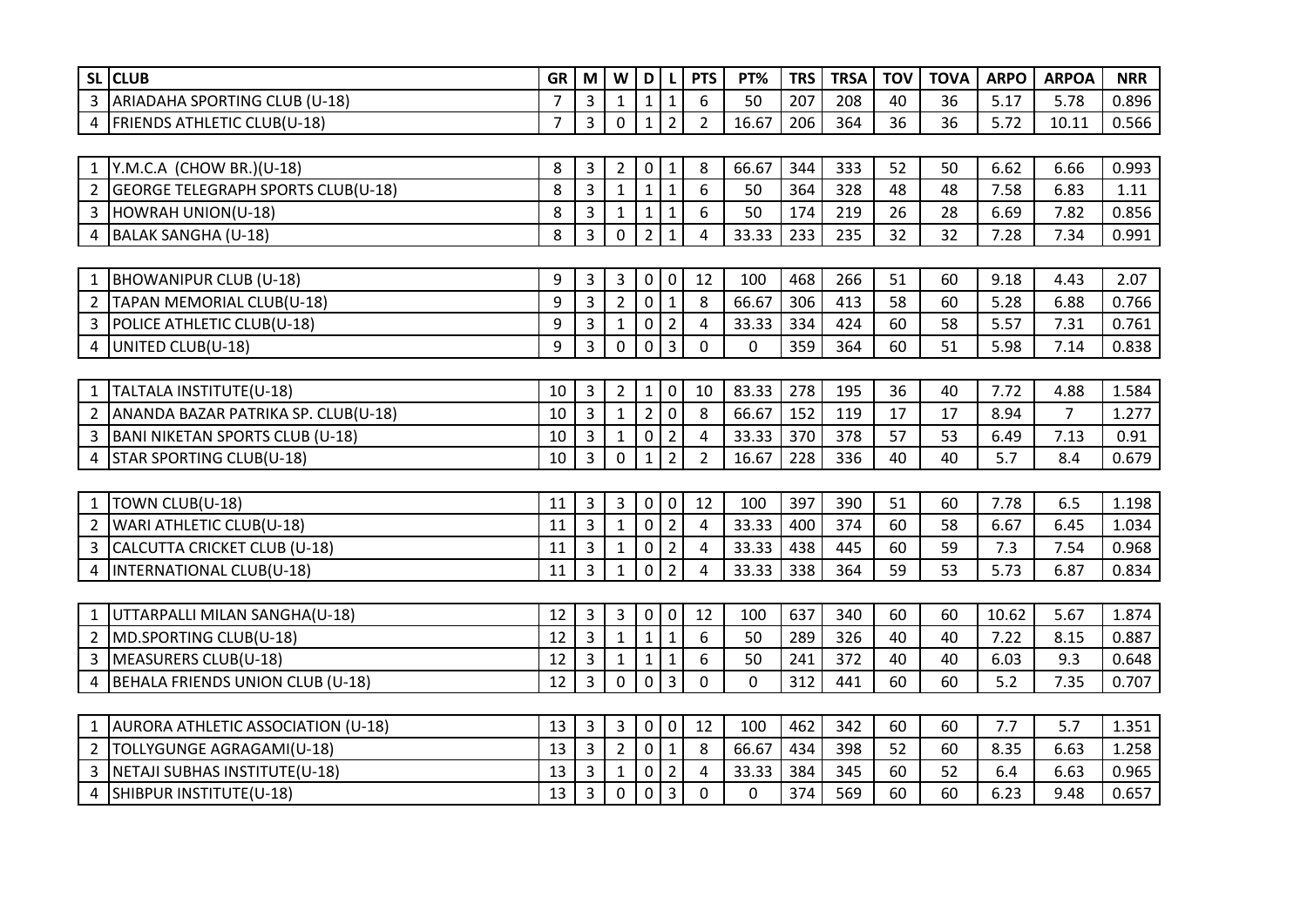| SL | CLUB | GR | M | W | D | L | PTS | PT% | TRS | TRSA | TOV | TOVA | ARPO | ARPOA | NRR |
|---|---|---|---|---|---|---|---|---|---|---|---|---|---|---|---|
| 3 | ARIADAHA SPORTING CLUB (U-18) | 7 | 3 | 1 | 1 | 1 | 6 | 50 | 207 | 208 | 40 | 36 | 5.17 | 5.78 | 0.896 |
| 4 | FRIENDS ATHLETIC CLUB(U-18) | 7 | 3 | 0 | 1 | 2 | 2 | 16.67 | 206 | 364 | 36 | 36 | 5.72 | 10.11 | 0.566 |
| | | | | | | | | | | | | | | | |
| 1 | Y.M.C.A (CHOW BR.)(U-18) | 8 | 3 | 2 | 0 | 1 | 8 | 66.67 | 344 | 333 | 52 | 50 | 6.62 | 6.66 | 0.993 |
| 2 | GEORGE TELEGRAPH SPORTS CLUB(U-18) | 8 | 3 | 1 | 1 | 1 | 6 | 50 | 364 | 328 | 48 | 48 | 7.58 | 6.83 | 1.11 |
| 3 | HOWRAH UNION(U-18) | 8 | 3 | 1 | 1 | 1 | 6 | 50 | 174 | 219 | 26 | 28 | 6.69 | 7.82 | 0.856 |
| 4 | BALAK SANGHA (U-18) | 8 | 3 | 0 | 2 | 1 | 4 | 33.33 | 233 | 235 | 32 | 32 | 7.28 | 7.34 | 0.991 |
| | | | | | | | | | | | | | | | |
| 1 | BHOWANIPUR CLUB (U-18) | 9 | 3 | 3 | 0 | 0 | 12 | 100 | 468 | 266 | 51 | 60 | 9.18 | 4.43 | 2.07 |
| 2 | TAPAN MEMORIAL CLUB(U-18) | 9 | 3 | 2 | 0 | 1 | 8 | 66.67 | 306 | 413 | 58 | 60 | 5.28 | 6.88 | 0.766 |
| 3 | POLICE ATHLETIC CLUB(U-18) | 9 | 3 | 1 | 0 | 2 | 4 | 33.33 | 334 | 424 | 60 | 58 | 5.57 | 7.31 | 0.761 |
| 4 | UNITED CLUB(U-18) | 9 | 3 | 0 | 0 | 3 | 0 | 0 | 359 | 364 | 60 | 51 | 5.98 | 7.14 | 0.838 |
| | | | | | | | | | | | | | | | |
| 1 | TALTALA INSTITUTE(U-18) | 10 | 3 | 2 | 1 | 0 | 10 | 83.33 | 278 | 195 | 36 | 40 | 7.72 | 4.88 | 1.584 |
| 2 | ANANDA BAZAR PATRIKA SP. CLUB(U-18) | 10 | 3 | 1 | 2 | 0 | 8 | 66.67 | 152 | 119 | 17 | 17 | 8.94 | 7 | 1.277 |
| 3 | BANI NIKETAN SPORTS CLUB (U-18) | 10 | 3 | 1 | 0 | 2 | 4 | 33.33 | 370 | 378 | 57 | 53 | 6.49 | 7.13 | 0.91 |
| 4 | STAR SPORTING CLUB(U-18) | 10 | 3 | 0 | 1 | 2 | 2 | 16.67 | 228 | 336 | 40 | 40 | 5.7 | 8.4 | 0.679 |
| | | | | | | | | | | | | | | | |
| 1 | TOWN CLUB(U-18) | 11 | 3 | 3 | 0 | 0 | 12 | 100 | 397 | 390 | 51 | 60 | 7.78 | 6.5 | 1.198 |
| 2 | WARI ATHLETIC CLUB(U-18) | 11 | 3 | 1 | 0 | 2 | 4 | 33.33 | 400 | 374 | 60 | 58 | 6.67 | 6.45 | 1.034 |
| 3 | CALCUTTA CRICKET CLUB (U-18) | 11 | 3 | 1 | 0 | 2 | 4 | 33.33 | 438 | 445 | 60 | 59 | 7.3 | 7.54 | 0.968 |
| 4 | INTERNATIONAL CLUB(U-18) | 11 | 3 | 1 | 0 | 2 | 4 | 33.33 | 338 | 364 | 59 | 53 | 5.73 | 6.87 | 0.834 |
| | | | | | | | | | | | | | | | |
| 1 | UTTARPALLI MILAN SANGHA(U-18) | 12 | 3 | 3 | 0 | 0 | 12 | 100 | 637 | 340 | 60 | 60 | 10.62 | 5.67 | 1.874 |
| 2 | MD.SPORTING CLUB(U-18) | 12 | 3 | 1 | 1 | 1 | 6 | 50 | 289 | 326 | 40 | 40 | 7.22 | 8.15 | 0.887 |
| 3 | MEASURERS CLUB(U-18) | 12 | 3 | 1 | 1 | 1 | 6 | 50 | 241 | 372 | 40 | 40 | 6.03 | 9.3 | 0.648 |
| 4 | BEHALA FRIENDS UNION CLUB (U-18) | 12 | 3 | 0 | 0 | 3 | 0 | 0 | 312 | 441 | 60 | 60 | 5.2 | 7.35 | 0.707 |
| | | | | | | | | | | | | | | | |
| 1 | AURORA ATHLETIC ASSOCIATION (U-18) | 13 | 3 | 3 | 0 | 0 | 12 | 100 | 462 | 342 | 60 | 60 | 7.7 | 5.7 | 1.351 |
| 2 | TOLLYGUNGE AGRAGAMI(U-18) | 13 | 3 | 2 | 0 | 1 | 8 | 66.67 | 434 | 398 | 52 | 60 | 8.35 | 6.63 | 1.258 |
| 3 | NETAJI SUBHAS INSTITUTE(U-18) | 13 | 3 | 1 | 0 | 2 | 4 | 33.33 | 384 | 345 | 60 | 52 | 6.4 | 6.63 | 0.965 |
| 4 | SHIBPUR INSTITUTE(U-18) | 13 | 3 | 0 | 0 | 3 | 0 | 0 | 374 | 569 | 60 | 60 | 6.23 | 9.48 | 0.657 |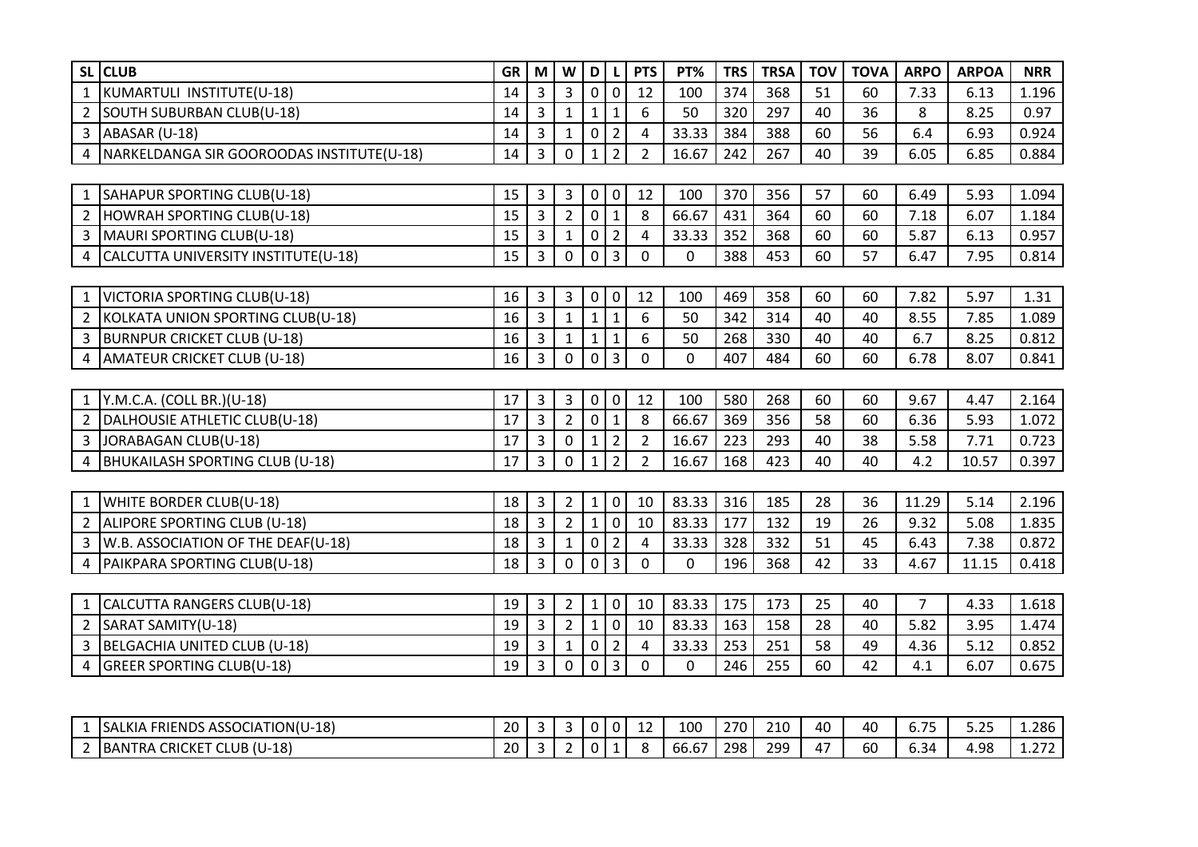| SL | CLUB | GR | M | W | D | L | PTS | PT% | TRS | TRSA | TOV | TOVA | ARPO | ARPOA | NRR |
|---|---|---|---|---|---|---|---|---|---|---|---|---|---|---|---|
| 1 | KUMARTULI INSTITUTE(U-18) | 14 | 3 | 3 | 0 | 0 | 12 | 100 | 374 | 368 | 51 | 60 | 7.33 | 6.13 | 1.196 |
| 2 | SOUTH SUBURBAN CLUB(U-18) | 14 | 3 | 1 | 1 | 1 | 6 | 50 | 320 | 297 | 40 | 36 | 8 | 8.25 | 0.97 |
| 3 | ABASAR (U-18) | 14 | 3 | 1 | 0 | 2 | 4 | 33.33 | 384 | 388 | 60 | 56 | 6.4 | 6.93 | 0.924 |
| 4 | NARKELDANGA SIR GOORODAS INSTITUTE(U-18) | 14 | 3 | 0 | 1 | 2 | 2 | 16.67 | 242 | 267 | 40 | 39 | 6.05 | 6.85 | 0.884 |
| | | | | | | | | | | | | | | | |
| 1 | SAHAPUR SPORTING CLUB(U-18) | 15 | 3 | 3 | 0 | 0 | 12 | 100 | 370 | 356 | 57 | 60 | 6.49 | 5.93 | 1.094 |
| 2 | HOWRAH SPORTING CLUB(U-18) | 15 | 3 | 2 | 0 | 1 | 8 | 66.67 | 431 | 364 | 60 | 60 | 7.18 | 6.07 | 1.184 |
| 3 | MAURI SPORTING CLUB(U-18) | 15 | 3 | 1 | 0 | 2 | 4 | 33.33 | 352 | 368 | 60 | 60 | 5.87 | 6.13 | 0.957 |
| 4 | CALCUTTA UNIVERSITY INSTITUTE(U-18) | 15 | 3 | 0 | 0 | 3 | 0 | 0 | 388 | 453 | 60 | 57 | 6.47 | 7.95 | 0.814 |
| | | | | | | | | | | | | | | | |
| 1 | VICTORIA SPORTING CLUB(U-18) | 16 | 3 | 3 | 0 | 0 | 12 | 100 | 469 | 358 | 60 | 60 | 7.82 | 5.97 | 1.31 |
| 2 | KOLKATA UNION SPORTING CLUB(U-18) | 16 | 3 | 1 | 1 | 1 | 6 | 50 | 342 | 314 | 40 | 40 | 8.55 | 7.85 | 1.089 |
| 3 | BURNPUR CRICKET CLUB (U-18) | 16 | 3 | 1 | 1 | 1 | 6 | 50 | 268 | 330 | 40 | 40 | 6.7 | 8.25 | 0.812 |
| 4 | AMATEUR CRICKET CLUB (U-18) | 16 | 3 | 0 | 0 | 3 | 0 | 0 | 407 | 484 | 60 | 60 | 6.78 | 8.07 | 0.841 |
| | | | | | | | | | | | | | | | |
| 1 | Y.M.C.A. (COLL BR.)(U-18) | 17 | 3 | 3 | 0 | 0 | 12 | 100 | 580 | 268 | 60 | 60 | 9.67 | 4.47 | 2.164 |
| 2 | DALHOUSIE ATHLETIC CLUB(U-18) | 17 | 3 | 2 | 0 | 1 | 8 | 66.67 | 369 | 356 | 58 | 60 | 6.36 | 5.93 | 1.072 |
| 3 | JORABAGAN CLUB(U-18) | 17 | 3 | 0 | 1 | 2 | 2 | 16.67 | 223 | 293 | 40 | 38 | 5.58 | 7.71 | 0.723 |
| 4 | BHUKAILASH SPORTING CLUB (U-18) | 17 | 3 | 0 | 1 | 2 | 2 | 16.67 | 168 | 423 | 40 | 40 | 4.2 | 10.57 | 0.397 |
| | | | | | | | | | | | | | | | |
| 1 | WHITE BORDER CLUB(U-18) | 18 | 3 | 2 | 1 | 0 | 10 | 83.33 | 316 | 185 | 28 | 36 | 11.29 | 5.14 | 2.196 |
| 2 | ALIPORE SPORTING CLUB (U-18) | 18 | 3 | 2 | 1 | 0 | 10 | 83.33 | 177 | 132 | 19 | 26 | 9.32 | 5.08 | 1.835 |
| 3 | W.B. ASSOCIATION OF THE DEAF(U-18) | 18 | 3 | 1 | 0 | 2 | 4 | 33.33 | 328 | 332 | 51 | 45 | 6.43 | 7.38 | 0.872 |
| 4 | PAIKPARA SPORTING CLUB(U-18) | 18 | 3 | 0 | 0 | 3 | 0 | 0 | 196 | 368 | 42 | 33 | 4.67 | 11.15 | 0.418 |
| | | | | | | | | | | | | | | | |
| 1 | CALCUTTA RANGERS CLUB(U-18) | 19 | 3 | 2 | 1 | 0 | 10 | 83.33 | 175 | 173 | 25 | 40 | 7 | 4.33 | 1.618 |
| 2 | SARAT SAMITY(U-18) | 19 | 3 | 2 | 1 | 0 | 10 | 83.33 | 163 | 158 | 28 | 40 | 5.82 | 3.95 | 1.474 |
| 3 | BELGACHIA UNITED CLUB (U-18) | 19 | 3 | 1 | 0 | 2 | 4 | 33.33 | 253 | 251 | 58 | 49 | 4.36 | 5.12 | 0.852 |
| 4 | GREER SPORTING CLUB(U-18) | 19 | 3 | 0 | 0 | 3 | 0 | 0 | 246 | 255 | 60 | 42 | 4.1 | 6.07 | 0.675 |
| | | | | | | | | | | | | | | | |
| 1 | SALKIA FRIENDS ASSOCIATION(U-18) | 20 | 3 | 3 | 0 | 0 | 12 | 100 | 270 | 210 | 40 | 40 | 6.75 | 5.25 | 1.286 |
| 2 | BANTRA CRICKET CLUB (U-18) | 20 | 3 | 2 | 0 | 1 | 8 | 66.67 | 298 | 299 | 47 | 60 | 6.34 | 4.98 | 1.272 |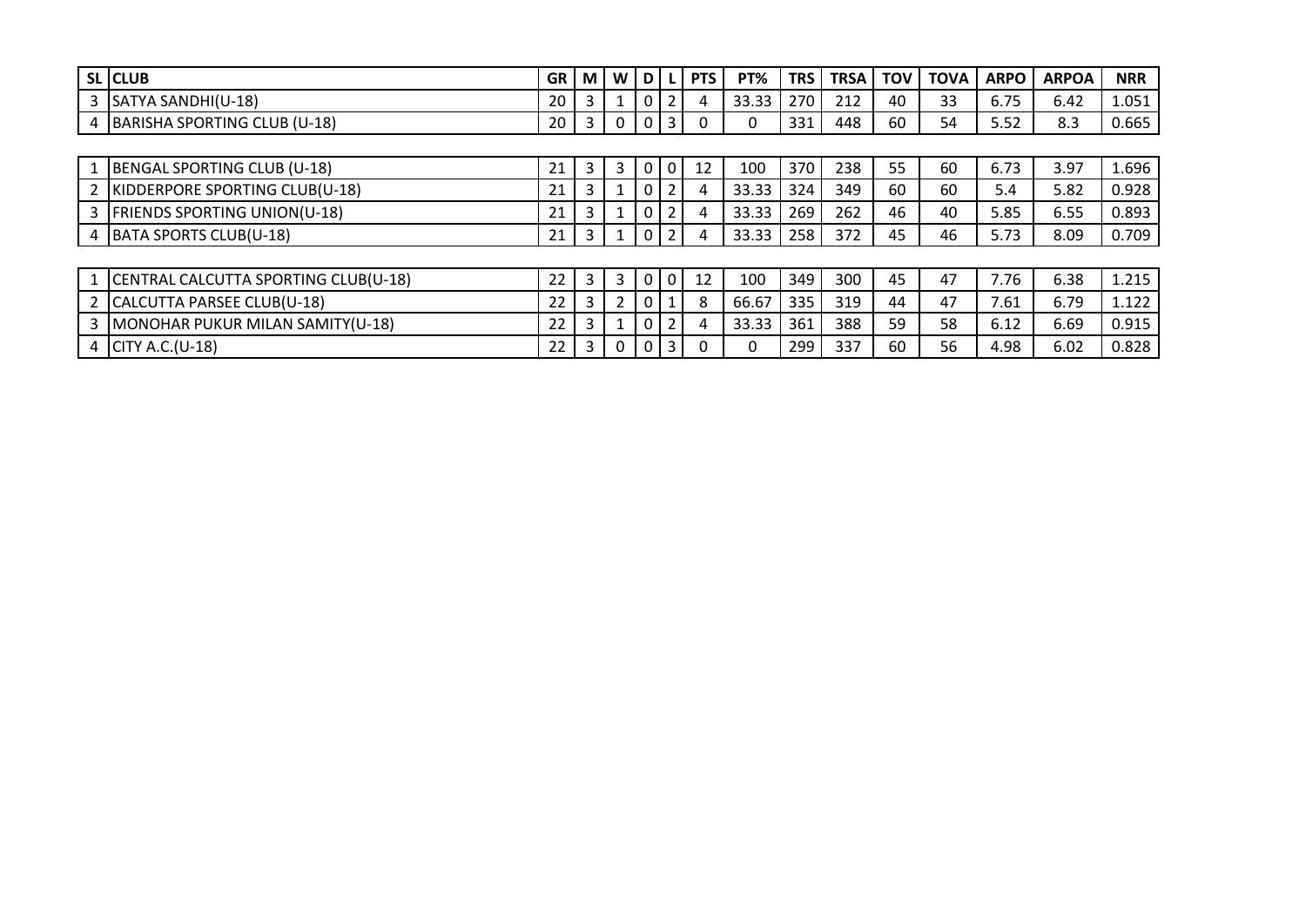| SL | CLUB | GR | M | W | D | L | PTS | PT% | TRS | TRSA | TOV | TOVA | ARPO | ARPOA | NRR |
|---|---|---|---|---|---|---|---|---|---|---|---|---|---|---|---|
| 3 | SATYA SANDHI(U-18) | 20 | 3 | 1 | 0 | 2 | 4 | 33.33 | 270 | 212 | 40 | 33 | 6.75 | 6.42 | 1.051 |
| 4 | BARISHA SPORTING CLUB (U-18) | 20 | 3 | 0 | 0 | 3 | 0 | 0 | 331 | 448 | 60 | 54 | 5.52 | 8.3 | 0.665 |

| | | | | | | | | | | | | | | | |
|---|---|---|---|---|---|---|---|---|---|---|---|---|---|---|---|
| 1 | BENGAL SPORTING CLUB (U-18) | 21 | 3 | 3 | 0 | 0 | 12 | 100 | 370 | 238 | 55 | 60 | 6.73 | 3.97 | 1.696 |
| 2 | KIDDERPORE SPORTING CLUB(U-18) | 21 | 3 | 1 | 0 | 2 | 4 | 33.33 | 324 | 349 | 60 | 60 | 5.4 | 5.82 | 0.928 |
| 3 | FRIENDS SPORTING UNION(U-18) | 21 | 3 | 1 | 0 | 2 | 4 | 33.33 | 269 | 262 | 46 | 40 | 5.85 | 6.55 | 0.893 |
| 4 | BATA SPORTS CLUB(U-18) | 21 | 3 | 1 | 0 | 2 | 4 | 33.33 | 258 | 372 | 45 | 46 | 5.73 | 8.09 | 0.709 |

| | | | | | | | | | | | | | | | |
|---|---|---|---|---|---|---|---|---|---|---|---|---|---|---|---|
| 1 | CENTRAL CALCUTTA SPORTING CLUB(U-18) | 22 | 3 | 3 | 0 | 0 | 12 | 100 | 349 | 300 | 45 | 47 | 7.76 | 6.38 | 1.215 |
| 2 | CALCUTTA PARSEE CLUB(U-18) | 22 | 3 | 2 | 0 | 1 | 8 | 66.67 | 335 | 319 | 44 | 47 | 7.61 | 6.79 | 1.122 |
| 3 | MONOHAR PUKUR MILAN SAMITY(U-18) | 22 | 3 | 1 | 0 | 2 | 4 | 33.33 | 361 | 388 | 59 | 58 | 6.12 | 6.69 | 0.915 |
| 4 | CITY A.C.(U-18) | 22 | 3 | 0 | 0 | 3 | 0 | 0 | 299 | 337 | 60 | 56 | 4.98 | 6.02 | 0.828 |